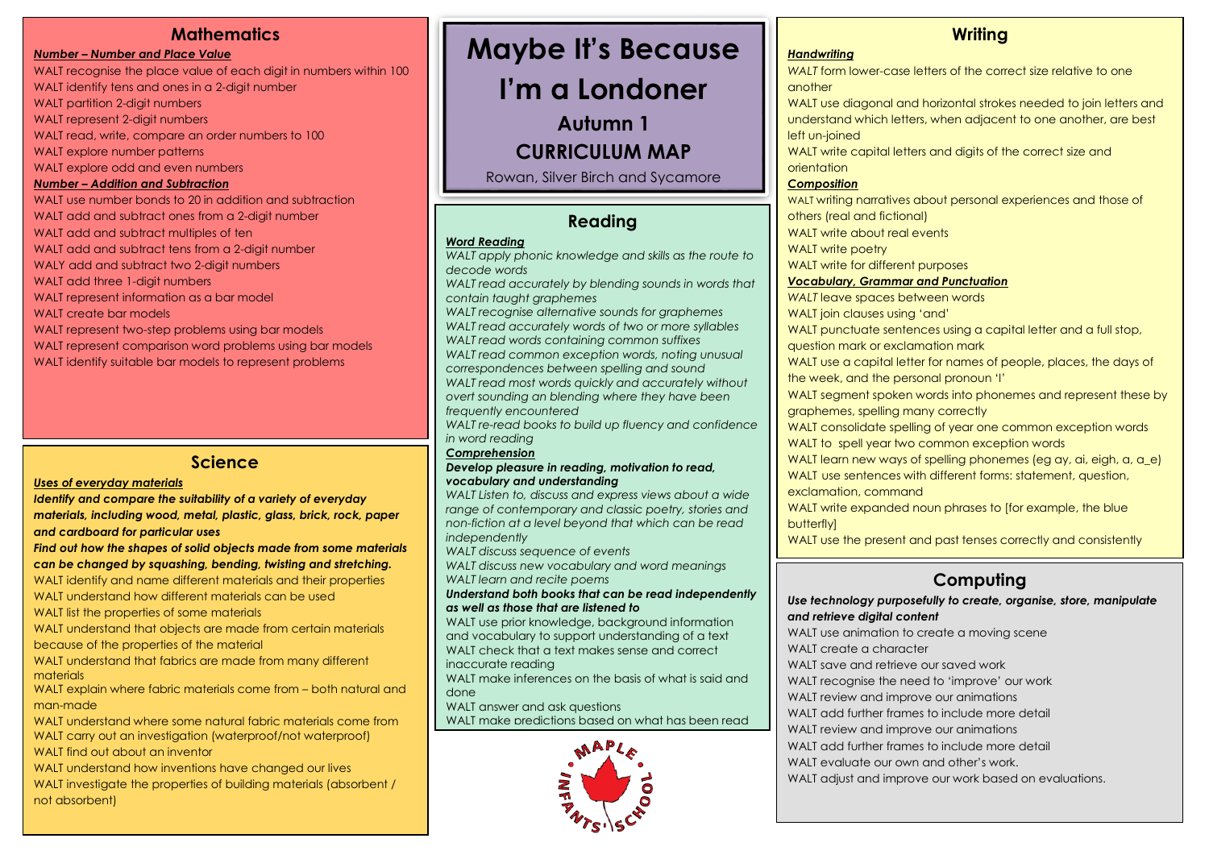# Maybe It's Because I'm a Londoner

## Autumn 1

## CURRICULUM MAP

Rowan, Silver Birch and Sycamore

## Mathematics

***Number – Number and Place Value***

WALT recognise the place value of each digit in numbers within 100
WALT identify tens and ones in a 2-digit number
WALT partition 2-digit numbers
WALT represent 2-digit numbers
WALT read, write, compare an order numbers to 100
WALT explore number patterns
WALT explore odd and even numbers

***Number – Addition and Subtraction***

WALT use number bonds to 20 in addition and subtraction
WALT add and subtract ones from a 2-digit number
WALT add and subtract multiples of ten
WALT add and subtract tens from a 2-digit number
WALY add and subtract two 2-digit numbers
WALT add three 1-digit numbers
WALT represent information as a bar model
WALT create bar models
WALT represent two-step problems using bar models
WALT represent comparison word problems using bar models
WALT identify suitable bar models to represent problems

## Science

***Uses of everyday materials***

***Identify and compare the suitability of a variety of everyday materials, including wood, metal, plastic, glass, brick, rock, paper and cardboard for particular uses***

***Find out how the shapes of solid objects made from some materials can be changed by squashing, bending, twisting and stretching.***

WALT identify and name different materials and their properties
WALT understand how different materials can be used
WALT list the properties of some materials
WALT understand that objects are made from certain materials because of the properties of the material
WALT understand that fabrics are made from many different materials
WALT explain where fabric materials come from – both natural and man-made
WALT understand where some natural fabric materials come from
WALT carry out an investigation (waterproof/not waterproof)
WALT find out about an inventor
WALT understand how inventions have changed our lives
WALT investigate the properties of building materials (absorbent / not absorbent)

## Reading

***Word Reading***

*WALT apply phonic knowledge and skills as the route to decode words*
*WALT read accurately by blending sounds in words that contain taught graphemes*
*WALT recognise alternative sounds for graphemes*
*WALT read accurately words of two or more syllables*
*WALT read words containing common suffixes*
*WALT read common exception words, noting unusual correspondences between spelling and sound*
*WALT read most words quickly and accurately without overt sounding an blending where they have been frequently encountered*
*WALT re-read books to build up fluency and confidence in word reading*

***Comprehension***

***Develop pleasure in reading, motivation to read, vocabulary and understanding***

*WALT Listen to, discuss and express views about a wide range of contemporary and classic poetry, stories and non-fiction at a level beyond that which can be read independently*
*WALT discuss sequence of events*
*WALT discuss new vocabulary and word meanings*
*WALT learn and recite poems*

***Understand both books that can be read independently as well as those that are listened to***

WALT use prior knowledge, background information and vocabulary to support understanding of a text
WALT check that a text makes sense and correct inaccurate reading
WALT make inferences on the basis of what is said and done
WALT answer and ask questions
WALT make predictions based on what has been read

MAPLE INFANTS' SCHOOL

## Writing

***Handwriting***

*WALT* form lower-case letters of the correct size relative to one another
WALT use diagonal and horizontal strokes needed to join letters and understand which letters, when adjacent to one another, are best left un-joined
WALT write capital letters and digits of the correct size and orientation

***Composition***

WALT writing narratives about personal experiences and those of others (real and fictional)
WALT write about real events
WALT write poetry
WALT write for different purposes

***Vocabulary, Grammar and Punctuation***

*WALT* leave spaces between words
WALT join clauses using 'and'
WALT punctuate sentences using a capital letter and a full stop, question mark or exclamation mark
WALT use a capital letter for names of people, places, the days of the week, and the personal pronoun 'I'
WALT segment spoken words into phonemes and represent these by graphemes, spelling many correctly
WALT consolidate spelling of year one common exception words
WALT to spell year two common exception words
WALT learn new ways of spelling phonemes (eg ay, ai, eigh, a, a_e)
WALT use sentences with different forms: statement, question, exclamation, command
WALT write expanded noun phrases to [for example, the blue butterfly]
WALT use the present and past tenses correctly and consistently

## Computing

***Use technology purposefully to create, organise, store, manipulate and retrieve digital content***

WALT use animation to create a moving scene
WALT create a character
WALT save and retrieve our saved work
WALT recognise the need to 'improve' our work
WALT review and improve our animations
WALT add further frames to include more detail
WALT review and improve our animations
WALT add further frames to include more detail
WALT evaluate our own and other's work.
WALT adjust and improve our work based on evaluations.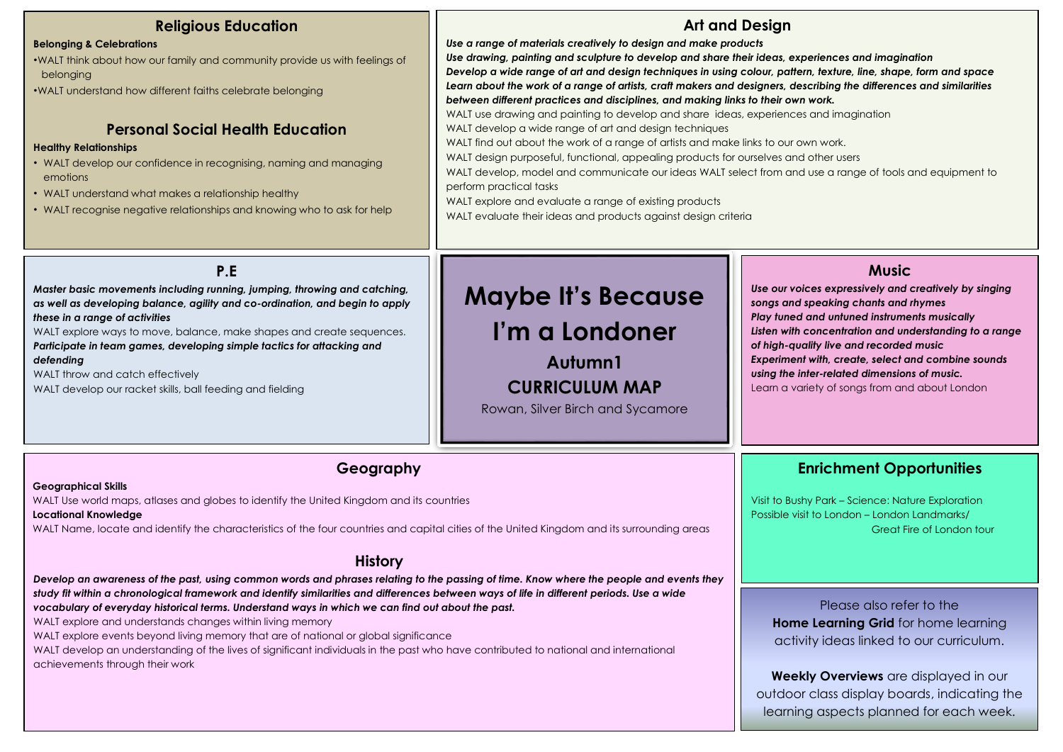# Maybe It's Because I'm a Londoner

## Autumn1

## CURRICULUM MAP

Rowan, Silver Birch and Sycamore

## Religious Education

**Belonging & Celebrations**

- WALT think about how our family and community provide us with feelings of belonging
- WALT understand how different faiths celebrate belonging

## Personal Social Health Education

**Healthy Relationships**

- WALT develop our confidence in recognising, naming and managing emotions
- WALT understand what makes a relationship healthy
- WALT recognise negative relationships and knowing who to ask for help

## Art and Design

***Use a range of materials creatively to design and make products***
***Use drawing, painting and sculpture to develop and share their ideas, experiences and imagination***
***Develop a wide range of art and design techniques in using colour, pattern, texture, line, shape, form and space***
***Learn about the work of a range of artists, craft makers and designers, describing the differences and similarities between different practices and disciplines, and making links to their own work.***

WALT use drawing and painting to develop and share ideas, experiences and imagination
WALT develop a wide range of art and design techniques
WALT find out about the work of a range of artists and make links to our own work.
WALT design purposeful, functional, appealing products for ourselves and other users
WALT develop, model and communicate our ideas WALT select from and use a range of tools and equipment to perform practical tasks
WALT explore and evaluate a range of existing products
WALT evaluate their ideas and products against design criteria

## P.E

***Master basic movements including running, jumping, throwing and catching, as well as developing balance, agility and co-ordination, and begin to apply these in a range of activities***
WALT explore ways to move, balance, make shapes and create sequences.
***Participate in team games, developing simple tactics for attacking and defending***
WALT throw and catch effectively
WALT develop our racket skills, ball feeding and fielding

## Music

***Use our voices expressively and creatively by singing songs and speaking chants and rhymes***
***Play tuned and untuned instruments musically***
***Listen with concentration and understanding to a range of high-quality live and recorded music***
***Experiment with, create, select and combine sounds using the inter-related dimensions of music.***
Learn a variety of songs from and about London

## Geography

**Geographical Skills**

WALT Use world maps, atlases and globes to identify the United Kingdom and its countries

**Locational Knowledge**

WALT Name, locate and identify the characteristics of the four countries and capital cities of the United Kingdom and its surrounding areas

## History

***Develop an awareness of the past, using common words and phrases relating to the passing of time. Know where the people and events they study fit within a chronological framework and identify similarities and differences between ways of life in different periods. Use a wide vocabulary of everyday historical terms. Understand ways in which we can find out about the past.***
WALT explore and understands changes within living memory
WALT explore events beyond living memory that are of national or global significance
WALT develop an understanding of the lives of significant individuals in the past who have contributed to national and international achievements through their work

## Enrichment Opportunities

Visit to Bushy Park – Science: Nature Exploration
Possible visit to London – London Landmarks/ Great Fire of London tour

Please also refer to the **Home Learning Grid** for home learning activity ideas linked to our curriculum.

**Weekly Overviews** are displayed in our outdoor class display boards, indicating the learning aspects planned for each week.